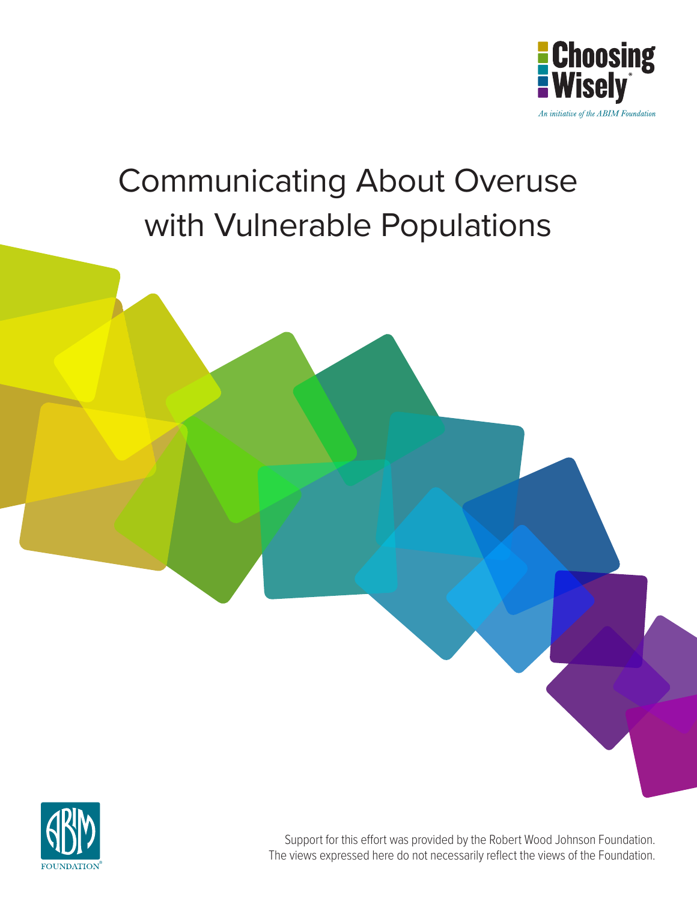Choosing Wisely®

*An initiative of the ABIM Foundation*

# Communicating About Overuse with Vulnerable Populations

ABIM FOUNDATION®

Support for this effort was provided by the Robert Wood Johnson Foundation. The views expressed here do not necessarily reflect the views of the Foundation.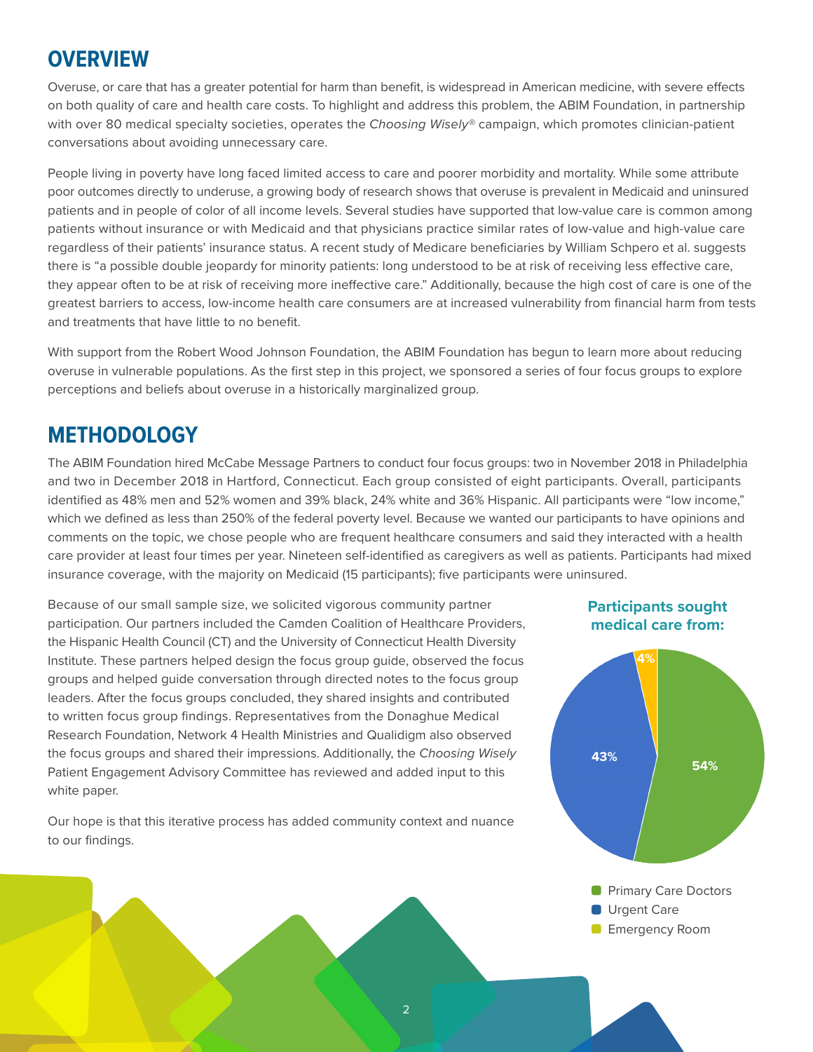## OVERVIEW

Overuse, or care that has a greater potential for harm than benefit, is widespread in American medicine, with severe effects on both quality of care and health care costs. To highlight and address this problem, the ABIM Foundation, in partnership with over 80 medical specialty societies, operates the *Choosing Wisely®* campaign, which promotes clinician-patient conversations about avoiding unnecessary care.

People living in poverty have long faced limited access to care and poorer morbidity and mortality. While some attribute poor outcomes directly to underuse, a growing body of research shows that overuse is prevalent in Medicaid and uninsured patients and in people of color of all income levels. Several studies have supported that low-value care is common among patients without insurance or with Medicaid and that physicians practice similar rates of low-value and high-value care regardless of their patients' insurance status. A recent study of Medicare beneficiaries by William Schpero et al. suggests there is "a possible double jeopardy for minority patients: long understood to be at risk of receiving less effective care, they appear often to be at risk of receiving more ineffective care." Additionally, because the high cost of care is one of the greatest barriers to access, low-income health care consumers are at increased vulnerability from financial harm from tests and treatments that have little to no benefit.

With support from the Robert Wood Johnson Foundation, the ABIM Foundation has begun to learn more about reducing overuse in vulnerable populations. As the first step in this project, we sponsored a series of four focus groups to explore perceptions and beliefs about overuse in a historically marginalized group.

## METHODOLOGY

The ABIM Foundation hired McCabe Message Partners to conduct four focus groups: two in November 2018 in Philadelphia and two in December 2018 in Hartford, Connecticut. Each group consisted of eight participants. Overall, participants identified as 48% men and 52% women and 39% black, 24% white and 36% Hispanic. All participants were "low income," which we defined as less than 250% of the federal poverty level. Because we wanted our participants to have opinions and comments on the topic, we chose people who are frequent healthcare consumers and said they interacted with a health care provider at least four times per year. Nineteen self-identified as caregivers as well as patients. Participants had mixed insurance coverage, with the majority on Medicaid (15 participants); five participants were uninsured.

Because of our small sample size, we solicited vigorous community partner participation. Our partners included the Camden Coalition of Healthcare Providers, the Hispanic Health Council (CT) and the University of Connecticut Health Diversity Institute. These partners helped design the focus group guide, observed the focus groups and helped guide conversation through directed notes to the focus group leaders. After the focus groups concluded, they shared insights and contributed to written focus group findings. Representatives from the Donaghue Medical Research Foundation, Network 4 Health Ministries and Qualidigm also observed the focus groups and shared their impressions. Additionally, the *Choosing Wisely* Patient Engagement Advisory Committee has reviewed and added input to this white paper.

Our hope is that this iterative process has added community context and nuance to our findings.

**Participants sought medical care from:**

| Source | Percentage |
|---|---|
| Primary Care Doctors | 54% |
| Urgent Care | 43% |
| Emergency Room | 4% |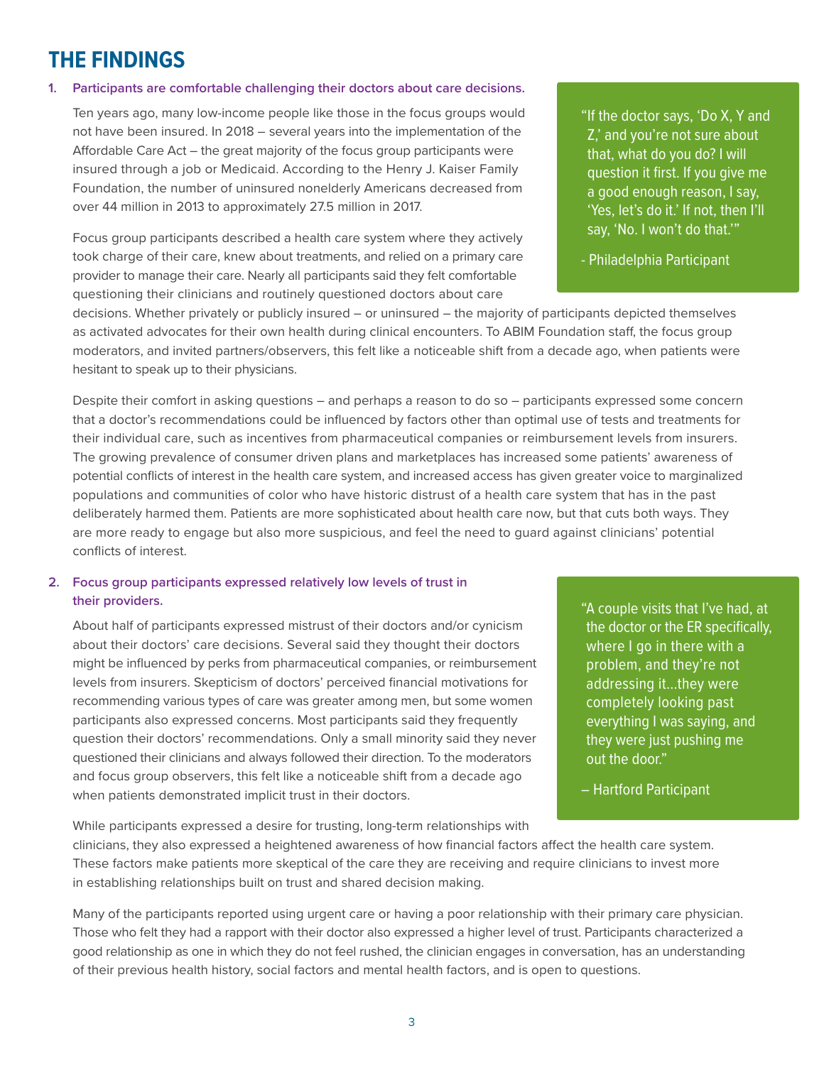# THE FINDINGS

**1. Participants are comfortable challenging their doctors about care decisions.**

Ten years ago, many low-income people like those in the focus groups would not have been insured. In 2018 – several years into the implementation of the Affordable Care Act – the great majority of the focus group participants were insured through a job or Medicaid. According to the Henry J. Kaiser Family Foundation, the number of uninsured nonelderly Americans decreased from over 44 million in 2013 to approximately 27.5 million in 2017.

> "If the doctor says, 'Do X, Y and Z,' and you're not sure about that, what do you do? I will question it first. If you give me a good enough reason, I say, 'Yes, let's do it.' If not, then I'll say, 'No. I won't do that.'"
>
> - Philadelphia Participant

Focus group participants described a health care system where they actively took charge of their care, knew about treatments, and relied on a primary care provider to manage their care. Nearly all participants said they felt comfortable questioning their clinicians and routinely questioned doctors about care decisions. Whether privately or publicly insured – or uninsured – the majority of participants depicted themselves as activated advocates for their own health during clinical encounters. To ABIM Foundation staff, the focus group moderators, and invited partners/observers, this felt like a noticeable shift from a decade ago, when patients were hesitant to speak up to their physicians.

Despite their comfort in asking questions – and perhaps a reason to do so – participants expressed some concern that a doctor's recommendations could be influenced by factors other than optimal use of tests and treatments for their individual care, such as incentives from pharmaceutical companies or reimbursement levels from insurers. The growing prevalence of consumer driven plans and marketplaces has increased some patients' awareness of potential conflicts of interest in the health care system, and increased access has given greater voice to marginalized populations and communities of color who have historic distrust of a health care system that has in the past deliberately harmed them. Patients are more sophisticated about health care now, but that cuts both ways. They are more ready to engage but also more suspicious, and feel the need to guard against clinicians' potential conflicts of interest.

**2. Focus group participants expressed relatively low levels of trust in their providers.**

About half of participants expressed mistrust of their doctors and/or cynicism about their doctors' care decisions. Several said they thought their doctors might be influenced by perks from pharmaceutical companies, or reimbursement levels from insurers. Skepticism of doctors' perceived financial motivations for recommending various types of care was greater among men, but some women participants also expressed concerns. Most participants said they frequently question their doctors' recommendations. Only a small minority said they never questioned their clinicians and always followed their direction. To the moderators and focus group observers, this felt like a noticeable shift from a decade ago when patients demonstrated implicit trust in their doctors.

> "A couple visits that I've had, at the doctor or the ER specifically, where I go in there with a problem, and they're not addressing it…they were completely looking past everything I was saying, and they were just pushing me out the door."
>
> – Hartford Participant

While participants expressed a desire for trusting, long-term relationships with clinicians, they also expressed a heightened awareness of how financial factors affect the health care system. These factors make patients more skeptical of the care they are receiving and require clinicians to invest more in establishing relationships built on trust and shared decision making.

Many of the participants reported using urgent care or having a poor relationship with their primary care physician. Those who felt they had a rapport with their doctor also expressed a higher level of trust. Participants characterized a good relationship as one in which they do not feel rushed, the clinician engages in conversation, has an understanding of their previous health history, social factors and mental health factors, and is open to questions.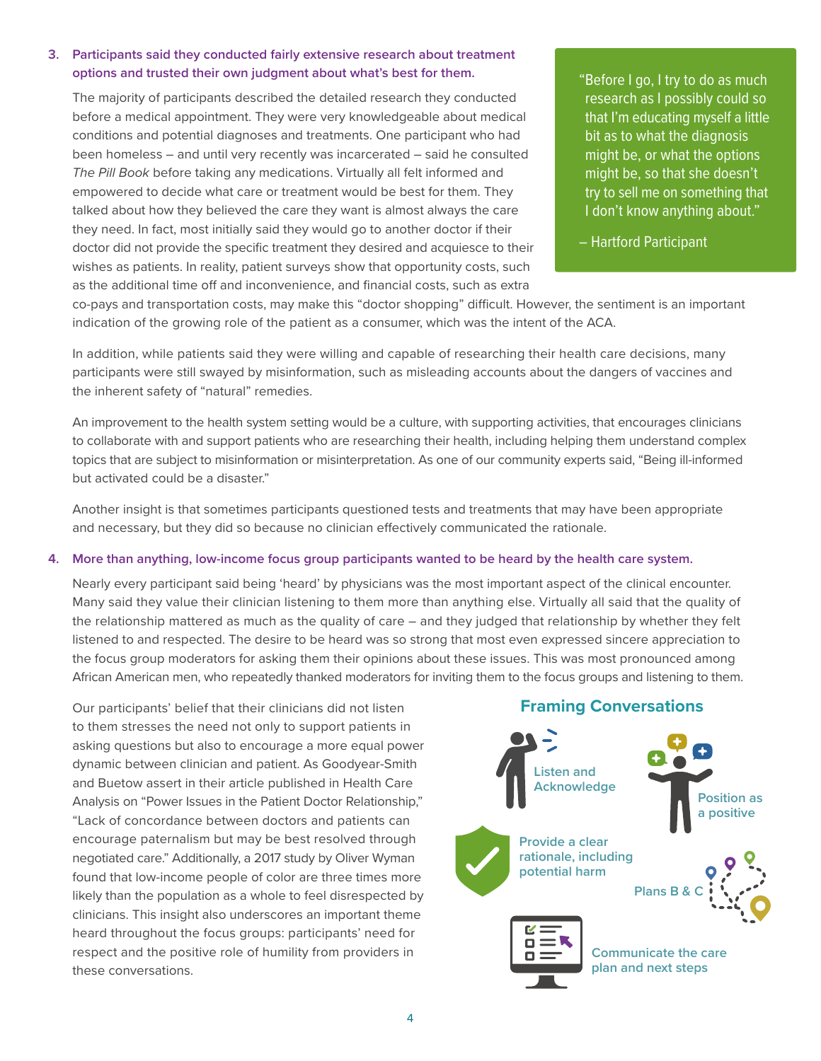3. **Participants said they conducted fairly extensive research about treatment options and trusted their own judgment about what's best for them.**

   The majority of participants described the detailed research they conducted before a medical appointment. They were very knowledgeable about medical conditions and potential diagnoses and treatments. One participant who had been homeless – and until very recently was incarcerated – said he consulted *The Pill Book* before taking any medications. Virtually all felt informed and empowered to decide what care or treatment would be best for them. They talked about how they believed the care they want is almost always the care they need. In fact, most initially said they would go to another doctor if their doctor did not provide the specific treatment they desired and acquiesce to their wishes as patients. In reality, patient surveys show that opportunity costs, such as the additional time off and inconvenience, and financial costs, such as extra co-pays and transportation costs, may make this "doctor shopping" difficult. However, the sentiment is an important indication of the growing role of the patient as a consumer, which was the intent of the ACA.

> "Before I go, I try to do as much research as I possibly could so that I'm educating myself a little bit as to what the diagnosis might be, or what the options might be, so that she doesn't try to sell me on something that I don't know anything about."
>
> – Hartford Participant

   In addition, while patients said they were willing and capable of researching their health care decisions, many participants were still swayed by misinformation, such as misleading accounts about the dangers of vaccines and the inherent safety of "natural" remedies.

   An improvement to the health system setting would be a culture, with supporting activities, that encourages clinicians to collaborate with and support patients who are researching their health, including helping them understand complex topics that are subject to misinformation or misinterpretation. As one of our community experts said, "Being ill-informed but activated could be a disaster."

   Another insight is that sometimes participants questioned tests and treatments that may have been appropriate and necessary, but they did so because no clinician effectively communicated the rationale.

4. **More than anything, low-income focus group participants wanted to be heard by the health care system.**

   Nearly every participant said being 'heard' by physicians was the most important aspect of the clinical encounter. Many said they value their clinician listening to them more than anything else. Virtually all said that the quality of the relationship mattered as much as the quality of care – and they judged that relationship by whether they felt listened to and respected. The desire to be heard was so strong that most even expressed sincere appreciation to the focus group moderators for asking them their opinions about these issues. This was most pronounced among African American men, who repeatedly thanked moderators for inviting them to the focus groups and listening to them.

   Our participants' belief that their clinicians did not listen to them stresses the need not only to support patients in asking questions but also to encourage a more equal power dynamic between clinician and patient. As Goodyear-Smith and Buetow assert in their article published in Health Care Analysis on "Power Issues in the Patient Doctor Relationship," "Lack of concordance between doctors and patients can encourage paternalism but may be best resolved through negotiated care." Additionally, a 2017 study by Oliver Wyman found that low-income people of color are three times more likely than the population as a whole to feel disrespected by clinicians. This insight also underscores an important theme heard throughout the focus groups: participants' need for respect and the positive role of humility from providers in these conversations.

### Framing Conversations

- Listen and Acknowledge
- Position as a positive
- Provide a clear rationale, including potential harm
- Plans B & C
- Communicate the care plan and next steps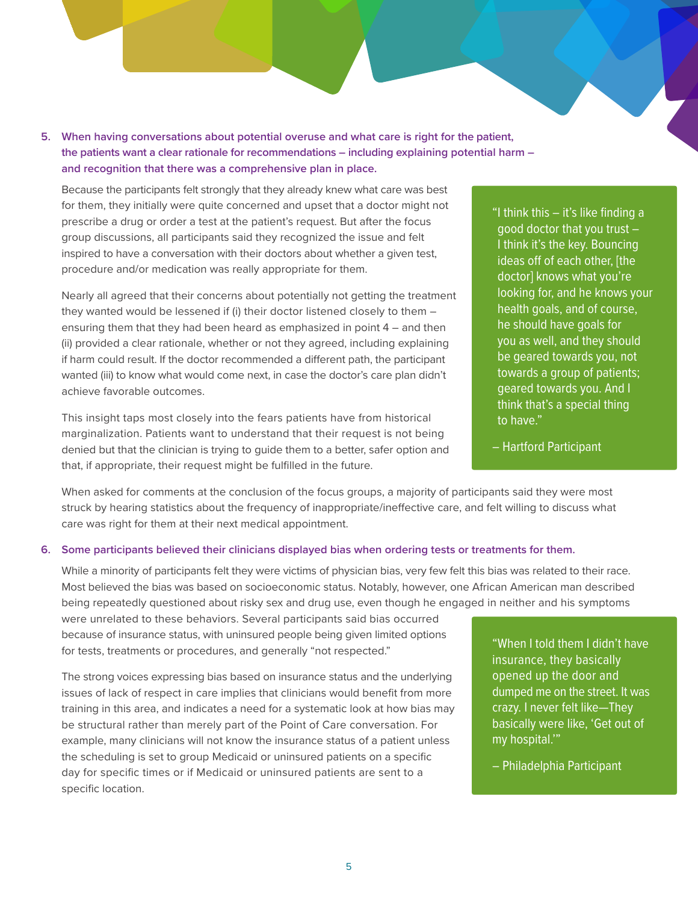5. **When having conversations about potential overuse and what care is right for the patient, the patients want a clear rationale for recommendations – including explaining potential harm – and recognition that there was a comprehensive plan in place.**

Because the participants felt strongly that they already knew what care was best for them, they initially were quite concerned and upset that a doctor might not prescribe a drug or order a test at the patient's request. But after the focus group discussions, all participants said they recognized the issue and felt inspired to have a conversation with their doctors about whether a given test, procedure and/or medication was really appropriate for them.

Nearly all agreed that their concerns about potentially not getting the treatment they wanted would be lessened if (i) their doctor listened closely to them – ensuring them that they had been heard as emphasized in point 4 – and then (ii) provided a clear rationale, whether or not they agreed, including explaining if harm could result. If the doctor recommended a different path, the participant wanted (iii) to know what would come next, in case the doctor's care plan didn't achieve favorable outcomes.

This insight taps most closely into the fears patients have from historical marginalization. Patients want to understand that their request is not being denied but that the clinician is trying to guide them to a better, safer option and that, if appropriate, their request might be fulfilled in the future.

> "I think this – it's like finding a good doctor that you trust – I think it's the key. Bouncing ideas off of each other, [the doctor] knows what you're looking for, and he knows your health goals, and of course, he should have goals for you as well, and they should be geared towards you, not towards a group of patients; geared towards you. And I think that's a special thing to have."
>
> – Hartford Participant

When asked for comments at the conclusion of the focus groups, a majority of participants said they were most struck by hearing statistics about the frequency of inappropriate/ineffective care, and felt willing to discuss what care was right for them at their next medical appointment.

6. **Some participants believed their clinicians displayed bias when ordering tests or treatments for them.**

While a minority of participants felt they were victims of physician bias, very few felt this bias was related to their race. Most believed the bias was based on socioeconomic status. Notably, however, one African American man described being repeatedly questioned about risky sex and drug use, even though he engaged in neither and his symptoms were unrelated to these behaviors. Several participants said bias occurred because of insurance status, with uninsured people being given limited options for tests, treatments or procedures, and generally "not respected."

The strong voices expressing bias based on insurance status and the underlying issues of lack of respect in care implies that clinicians would benefit from more training in this area, and indicates a need for a systematic look at how bias may be structural rather than merely part of the Point of Care conversation. For example, many clinicians will not know the insurance status of a patient unless the scheduling is set to group Medicaid or uninsured patients on a specific day for specific times or if Medicaid or uninsured patients are sent to a specific location.

> "When I told them I didn't have insurance, they basically opened up the door and dumped me on the street. It was crazy. I never felt like—They basically were like, 'Get out of my hospital.'"
>
> – Philadelphia Participant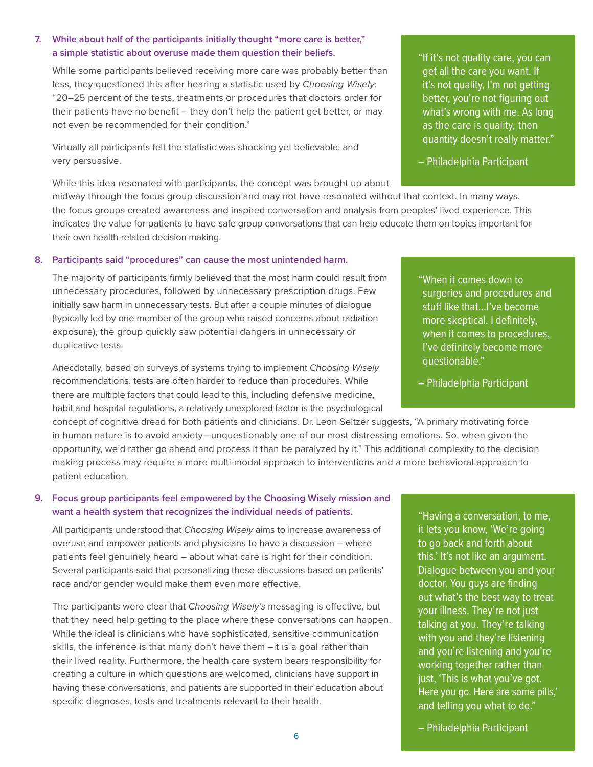### 7. While about half of the participants initially thought "more care is better," a simple statistic about overuse made them question their beliefs.

While some participants believed receiving more care was probably better than less, they questioned this after hearing a statistic used by *Choosing Wisely*: "20–25 percent of the tests, treatments or procedures that doctors order for their patients have no benefit – they don't help the patient get better, or may not even be recommended for their condition."

Virtually all participants felt the statistic was shocking yet believable, and very persuasive.

> "If it's not quality care, you can get all the care you want. If it's not quality, I'm not getting better, you're not figuring out what's wrong with me. As long as the care is quality, then quantity doesn't really matter."
>
> – Philadelphia Participant

While this idea resonated with participants, the concept was brought up about midway through the focus group discussion and may not have resonated without that context. In many ways, the focus groups created awareness and inspired conversation and analysis from peoples' lived experience. This indicates the value for patients to have safe group conversations that can help educate them on topics important for their own health-related decision making.

### 8. Participants said "procedures" can cause the most unintended harm.

The majority of participants firmly believed that the most harm could result from unnecessary procedures, followed by unnecessary prescription drugs. Few initially saw harm in unnecessary tests. But after a couple minutes of dialogue (typically led by one member of the group who raised concerns about radiation exposure), the group quickly saw potential dangers in unnecessary or duplicative tests.

> "When it comes down to surgeries and procedures and stuff like that…I've become more skeptical. I definitely, when it comes to procedures, I've definitely become more questionable."
>
> – Philadelphia Participant

Anecdotally, based on surveys of systems trying to implement *Choosing Wisely* recommendations, tests are often harder to reduce than procedures. While there are multiple factors that could lead to this, including defensive medicine, habit and hospital regulations, a relatively unexplored factor is the psychological concept of cognitive dread for both patients and clinicians. Dr. Leon Seltzer suggests, "A primary motivating force in human nature is to avoid anxiety—unquestionably one of our most distressing emotions. So, when given the opportunity, we'd rather go ahead and process it than be paralyzed by it." This additional complexity to the decision making process may require a more multi-modal approach to interventions and a more behavioral approach to patient education.

### 9. Focus group participants feel empowered by the Choosing Wisely mission and want a health system that recognizes the individual needs of patients.

All participants understood that *Choosing Wisely* aims to increase awareness of overuse and empower patients and physicians to have a discussion – where patients feel genuinely heard – about what care is right for their condition. Several participants said that personalizing these discussions based on patients' race and/or gender would make them even more effective.

The participants were clear that *Choosing Wisely's* messaging is effective, but that they need help getting to the place where these conversations can happen. While the ideal is clinicians who have sophisticated, sensitive communication skills, the inference is that many don't have them –it is a goal rather than their lived reality. Furthermore, the health care system bears responsibility for creating a culture in which questions are welcomed, clinicians have support in having these conversations, and patients are supported in their education about specific diagnoses, tests and treatments relevant to their health.

> "Having a conversation, to me, it lets you know, 'We're going to go back and forth about this.' It's not like an argument. Dialogue between you and your doctor. You guys are finding out what's the best way to treat your illness. They're not just talking at you. They're talking with you and they're listening and you're listening and you're working together rather than just, 'This is what you've got. Here you go. Here are some pills,' and telling you what to do."
>
> – Philadelphia Participant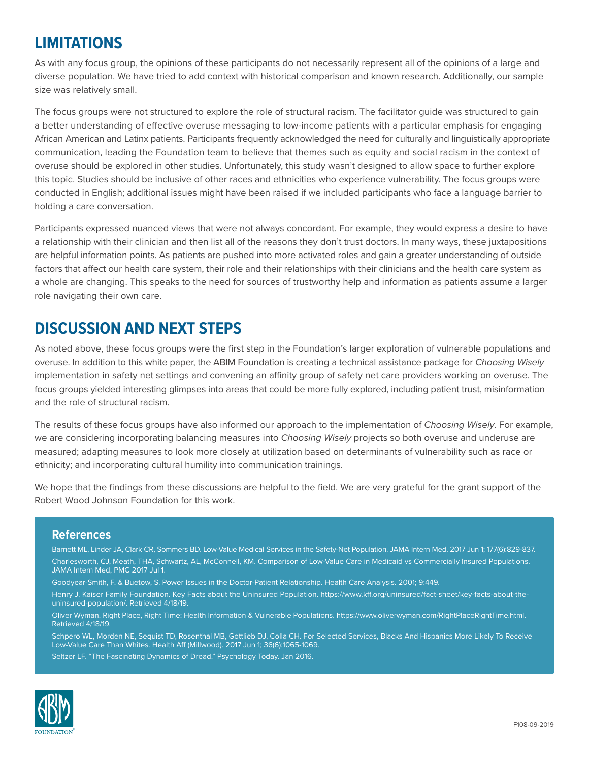## LIMITATIONS

As with any focus group, the opinions of these participants do not necessarily represent all of the opinions of a large and diverse population. We have tried to add context with historical comparison and known research. Additionally, our sample size was relatively small.

The focus groups were not structured to explore the role of structural racism. The facilitator guide was structured to gain a better understanding of effective overuse messaging to low-income patients with a particular emphasis for engaging African American and Latinx patients. Participants frequently acknowledged the need for culturally and linguistically appropriate communication, leading the Foundation team to believe that themes such as equity and social racism in the context of overuse should be explored in other studies. Unfortunately, this study wasn't designed to allow space to further explore this topic. Studies should be inclusive of other races and ethnicities who experience vulnerability. The focus groups were conducted in English; additional issues might have been raised if we included participants who face a language barrier to holding a care conversation.

Participants expressed nuanced views that were not always concordant. For example, they would express a desire to have a relationship with their clinician and then list all of the reasons they don't trust doctors. In many ways, these juxtapositions are helpful information points. As patients are pushed into more activated roles and gain a greater understanding of outside factors that affect our health care system, their role and their relationships with their clinicians and the health care system as a whole are changing. This speaks to the need for sources of trustworthy help and information as patients assume a larger role navigating their own care.

## DISCUSSION AND NEXT STEPS

As noted above, these focus groups were the first step in the Foundation's larger exploration of vulnerable populations and overuse. In addition to this white paper, the ABIM Foundation is creating a technical assistance package for *Choosing Wisely* implementation in safety net settings and convening an affinity group of safety net care providers working on overuse. The focus groups yielded interesting glimpses into areas that could be more fully explored, including patient trust, misinformation and the role of structural racism.

The results of these focus groups have also informed our approach to the implementation of *Choosing Wisely*. For example, we are considering incorporating balancing measures into *Choosing Wisely* projects so both overuse and underuse are measured; adapting measures to look more closely at utilization based on determinants of vulnerability such as race or ethnicity; and incorporating cultural humility into communication trainings.

We hope that the findings from these discussions are helpful to the field. We are very grateful for the grant support of the Robert Wood Johnson Foundation for this work.

### References

Barnett ML, Linder JA, Clark CR, Sommers BD. Low-Value Medical Services in the Safety-Net Population. JAMA Intern Med. 2017 Jun 1; 177(6):829-837.

Charlesworth, CJ, Meath, THA, Schwartz, AL, McConnell, KM. Comparison of Low-Value Care in Medicaid vs Commercially Insured Populations. JAMA Intern Med; PMC 2017 Jul 1.

Goodyear-Smith, F. & Buetow, S. Power Issues in the Doctor-Patient Relationship. Health Care Analysis. 2001; 9:449.

Henry J. Kaiser Family Foundation. Key Facts about the Uninsured Population. https://www.kff.org/uninsured/fact-sheet/key-facts-about-the-uninsured-population/. Retrieved 4/18/19.

Oliver Wyman. Right Place, Right Time: Health Information & Vulnerable Populations. https://www.oliverwyman.com/RightPlaceRightTime.html. Retrieved 4/18/19.

Schpero WL, Morden NE, Sequist TD, Rosenthal MB, Gottlieb DJ, Colla CH. For Selected Services, Blacks And Hispanics More Likely To Receive Low-Value Care Than Whites. Health Aff (Millwood). 2017 Jun 1; 36(6):1065-1069.

Seltzer LF. "The Fascinating Dynamics of Dread." Psychology Today. Jan 2016.

F108-09-2019